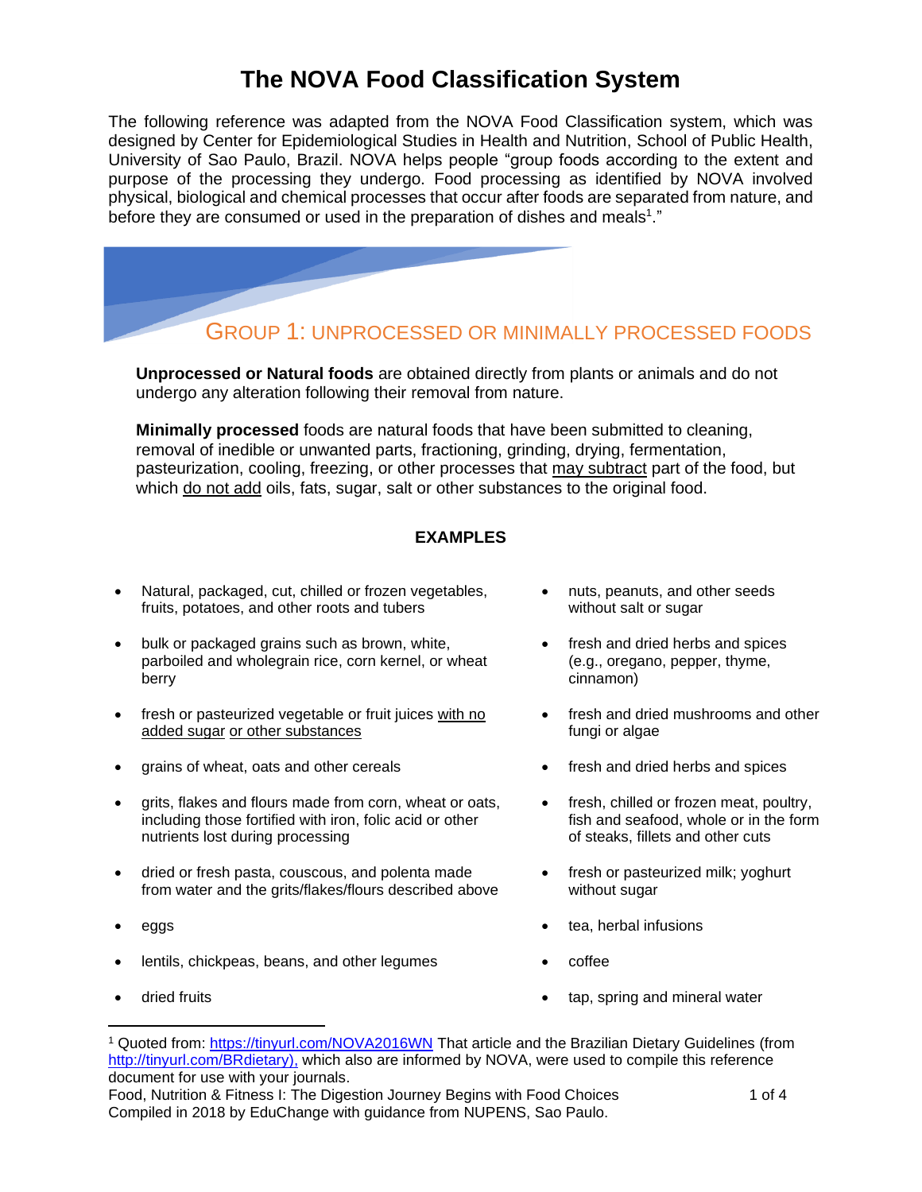# The NOVA Food Classification System

The following reference was adapted from the NOVA Food Classification system, which was designed by Center for Epidemiological Studies in Health and Nutrition, School of Public Health, University of Sao Paulo, Brazil. NOVA helps people "group foods according to the extent and purpose of the processing they undergo. Food processing as identified by NOVA involved physical, biological and chemical processes that occur after foods are separated from nature, and before they are consumed or used in the preparation of dishes and meals[1]."

## GROUP 1: UNPROCESSED OR MINIMALLY PROCESSED FOODS

**Unprocessed or Natural foods** are obtained directly from plants or animals and do not undergo any alteration following their removal from nature.

**Minimally processed** foods are natural foods that have been submitted to cleaning, removal of inedible or unwanted parts, fractioning, grinding, drying, fermentation, pasteurization, cooling, freezing, or other processes that <u>may subtract</u> part of the food, but which <u>do not add</u> oils, fats, sugar, salt or other substances to the original food.

### EXAMPLES

- Natural, packaged, cut, chilled or frozen vegetables, fruits, potatoes, and other roots and tubers
- bulk or packaged grains such as brown, white, parboiled and wholegrain rice, corn kernel, or wheat berry
- fresh or pasteurized vegetable or fruit juices <u>with no added sugar</u> <u>or other substances</u>
- grains of wheat, oats and other cereals
- grits, flakes and flours made from corn, wheat or oats, including those fortified with iron, folic acid or other nutrients lost during processing
- dried or fresh pasta, couscous, and polenta made from water and the grits/flakes/flours described above
- eggs
- lentils, chickpeas, beans, and other legumes
- dried fruits
- nuts, peanuts, and other seeds without salt or sugar
- fresh and dried herbs and spices (e.g., oregano, pepper, thyme, cinnamon)
- fresh and dried mushrooms and other fungi or algae
- fresh and dried herbs and spices
- fresh, chilled or frozen meat, poultry, fish and seafood, whole or in the form of steaks, fillets and other cuts
- fresh or pasteurized milk; yoghurt without sugar
- tea, herbal infusions
- coffee
- tap, spring and mineral water

[1] Quoted from: https://tinyurl.com/NOVA2016WN That article and the Brazilian Dietary Guidelines (from http://tinyurl.com/BRdietary), which also are informed by NOVA, were used to compile this reference document for use with your journals.

Food, Nutrition & Fitness I: The Digestion Journey Begins with Food Choices
Compiled in 2018 by EduChange with guidance from NUPENS, Sao Paulo.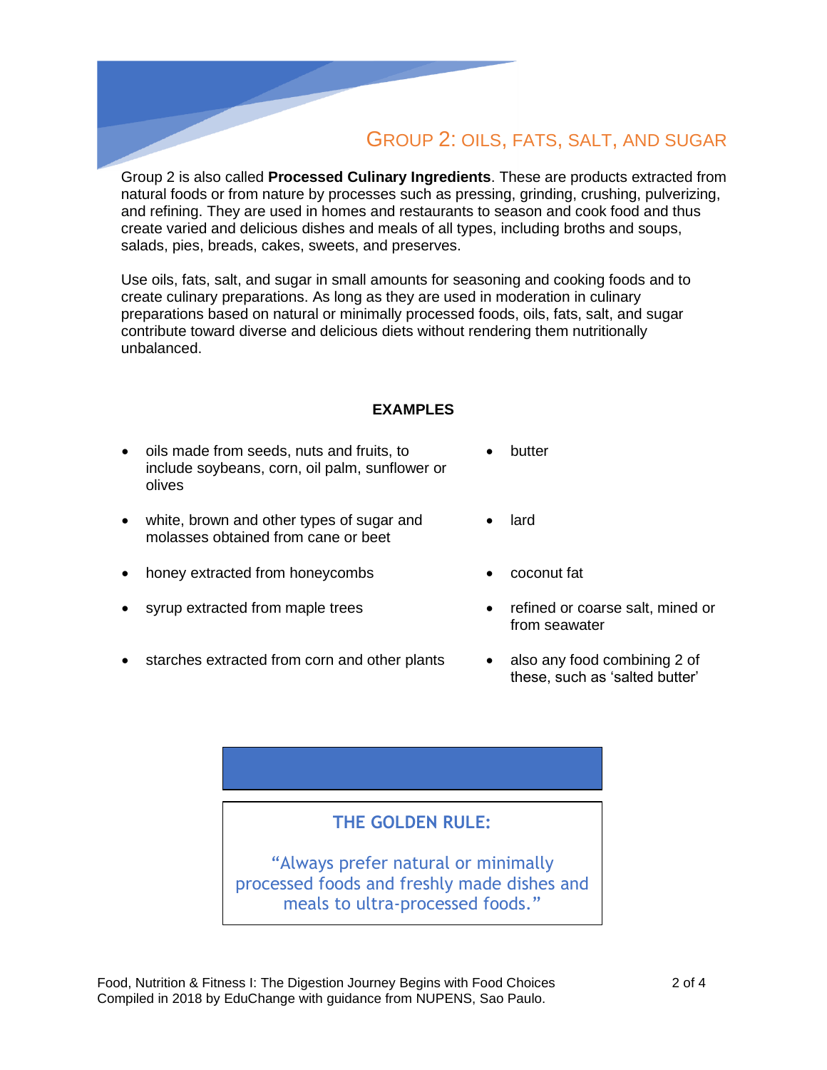## GROUP 2: OILS, FATS, SALT, AND SUGAR

Group 2 is also called **Processed Culinary Ingredients**. These are products extracted from natural foods or from nature by processes such as pressing, grinding, crushing, pulverizing, and refining. They are used in homes and restaurants to season and cook food and thus create varied and delicious dishes and meals of all types, including broths and soups, salads, pies, breads, cakes, sweets, and preserves.

Use oils, fats, salt, and sugar in small amounts for seasoning and cooking foods and to create culinary preparations. As long as they are used in moderation in culinary preparations based on natural or minimally processed foods, oils, fats, salt, and sugar contribute toward diverse and delicious diets without rendering them nutritionally unbalanced.

**EXAMPLES**

- oils made from seeds, nuts and fruits, to include soybeans, corn, oil palm, sunflower or olives
- white, brown and other types of sugar and molasses obtained from cane or beet
- honey extracted from honeycombs
- syrup extracted from maple trees
- starches extracted from corn and other plants
- butter
- lard
- coconut fat
- refined or coarse salt, mined or from seawater
- also any food combining 2 of these, such as 'salted butter'

**THE GOLDEN RULE:**

"Always prefer natural or minimally processed foods and freshly made dishes and meals to ultra-processed foods."

Food, Nutrition & Fitness I: The Digestion Journey Begins with Food Choices
Compiled in 2018 by EduChange with guidance from NUPENS, Sao Paulo.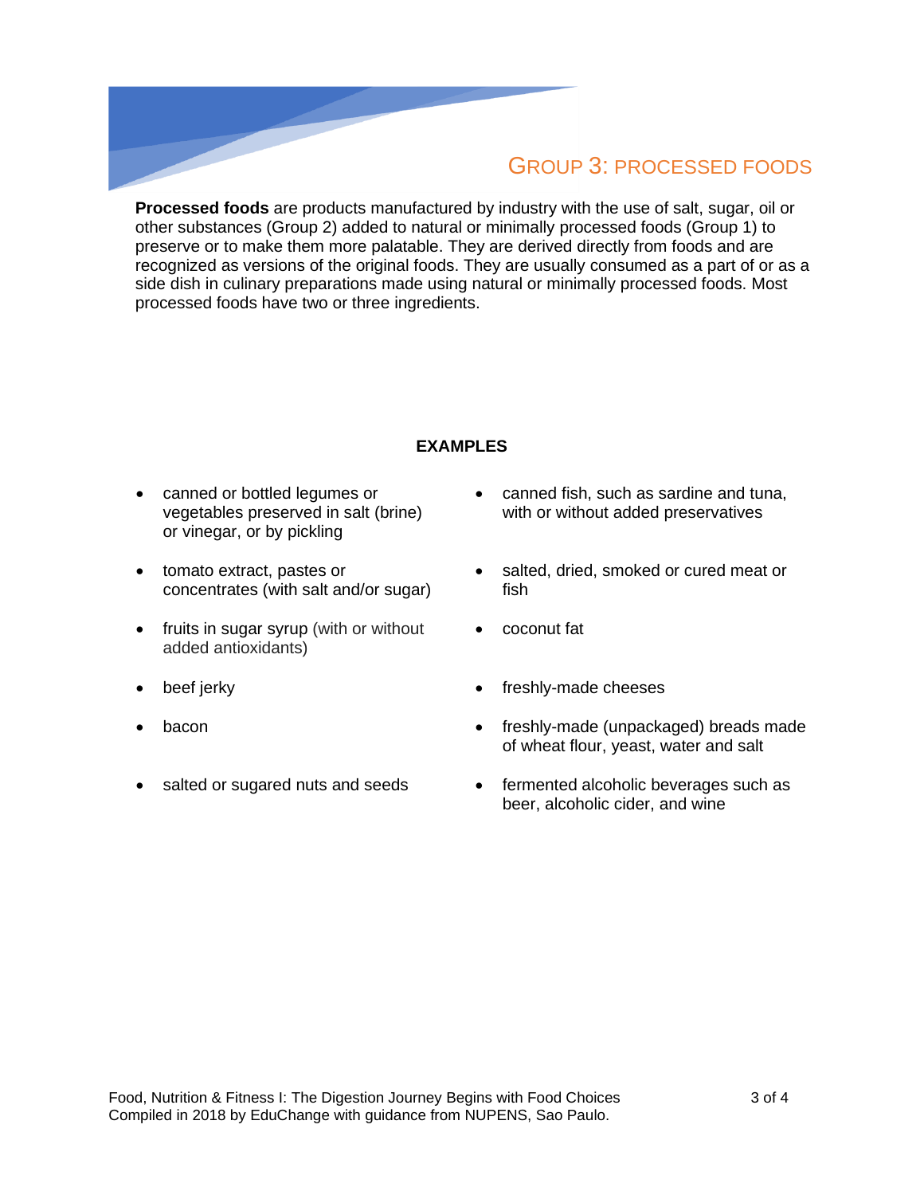# GROUP 3: PROCESSED FOODS

**Processed foods** are products manufactured by industry with the use of salt, sugar, oil or other substances (Group 2) added to natural or minimally processed foods (Group 1) to preserve or to make them more palatable. They are derived directly from foods and are recognized as versions of the original foods. They are usually consumed as a part of or as a side dish in culinary preparations made using natural or minimally processed foods. Most processed foods have two or three ingredients.

**EXAMPLES**

- canned or bottled legumes or vegetables preserved in salt (brine) or vinegar, or by pickling
- tomato extract, pastes or concentrates (with salt and/or sugar)
- fruits in sugar syrup (with or without added antioxidants)
- beef jerky
- bacon
- salted or sugared nuts and seeds
- canned fish, such as sardine and tuna, with or without added preservatives
- salted, dried, smoked or cured meat or fish
- coconut fat
- freshly-made cheeses
- freshly-made (unpackaged) breads made of wheat flour, yeast, water and salt
- fermented alcoholic beverages such as beer, alcoholic cider, and wine

Food, Nutrition & Fitness I: The Digestion Journey Begins with Food Choices
Compiled in 2018 by EduChange with guidance from NUPENS, Sao Paulo.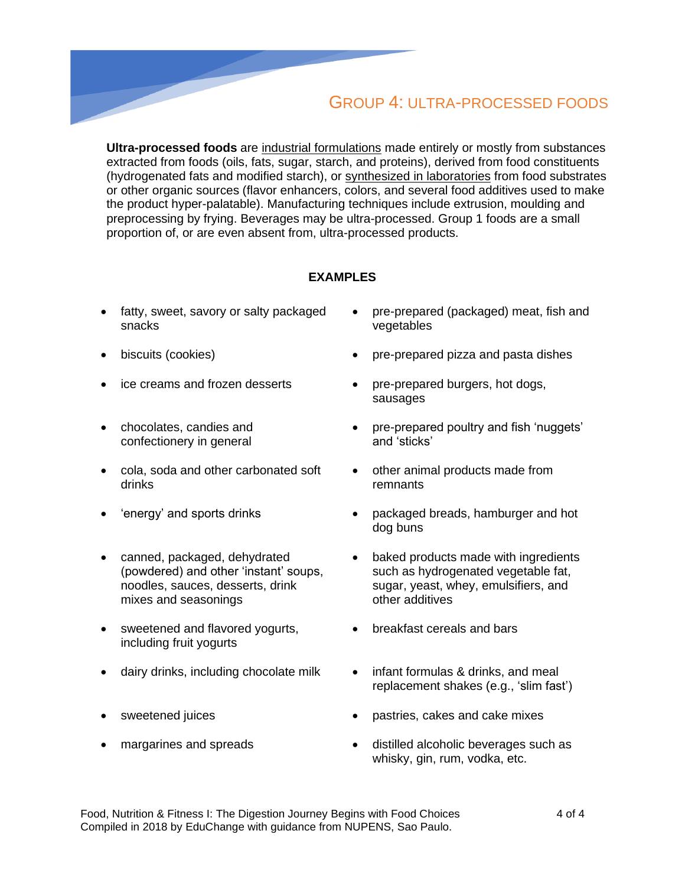# Group 4: Ultra-Processed Foods

**Ultra-processed foods** are <u>industrial formulations</u> made entirely or mostly from substances extracted from foods (oils, fats, sugar, starch, and proteins), derived from food constituents (hydrogenated fats and modified starch), or <u>synthesized in laboratories</u> from food substrates or other organic sources (flavor enhancers, colors, and several food additives used to make the product hyper-palatable). Manufacturing techniques include extrusion, moulding and preprocessing by frying. Beverages may be ultra-processed. Group 1 foods are a small proportion of, or are even absent from, ultra-processed products.

**EXAMPLES**

- fatty, sweet, savory or salty packaged snacks
- biscuits (cookies)
- ice creams and frozen desserts
- chocolates, candies and confectionery in general
- cola, soda and other carbonated soft drinks
- ‘energy’ and sports drinks
- canned, packaged, dehydrated (powdered) and other ‘instant’ soups, noodles, sauces, desserts, drink mixes and seasonings
- sweetened and flavored yogurts, including fruit yogurts
- dairy drinks, including chocolate milk
- sweetened juices
- margarines and spreads
- pre-prepared (packaged) meat, fish and vegetables
- pre-prepared pizza and pasta dishes
- pre-prepared burgers, hot dogs, sausages
- pre-prepared poultry and fish ‘nuggets’ and ‘sticks’
- other animal products made from remnants
- packaged breads, hamburger and hot dog buns
- baked products made with ingredients such as hydrogenated vegetable fat, sugar, yeast, whey, emulsifiers, and other additives
- breakfast cereals and bars
- infant formulas & drinks, and meal replacement shakes (e.g., ‘slim fast’)
- pastries, cakes and cake mixes
- distilled alcoholic beverages such as whisky, gin, rum, vodka, etc.

Food, Nutrition & Fitness I: The Digestion Journey Begins with Food Choices
Compiled in 2018 by EduChange with guidance from NUPENS, Sao Paulo.